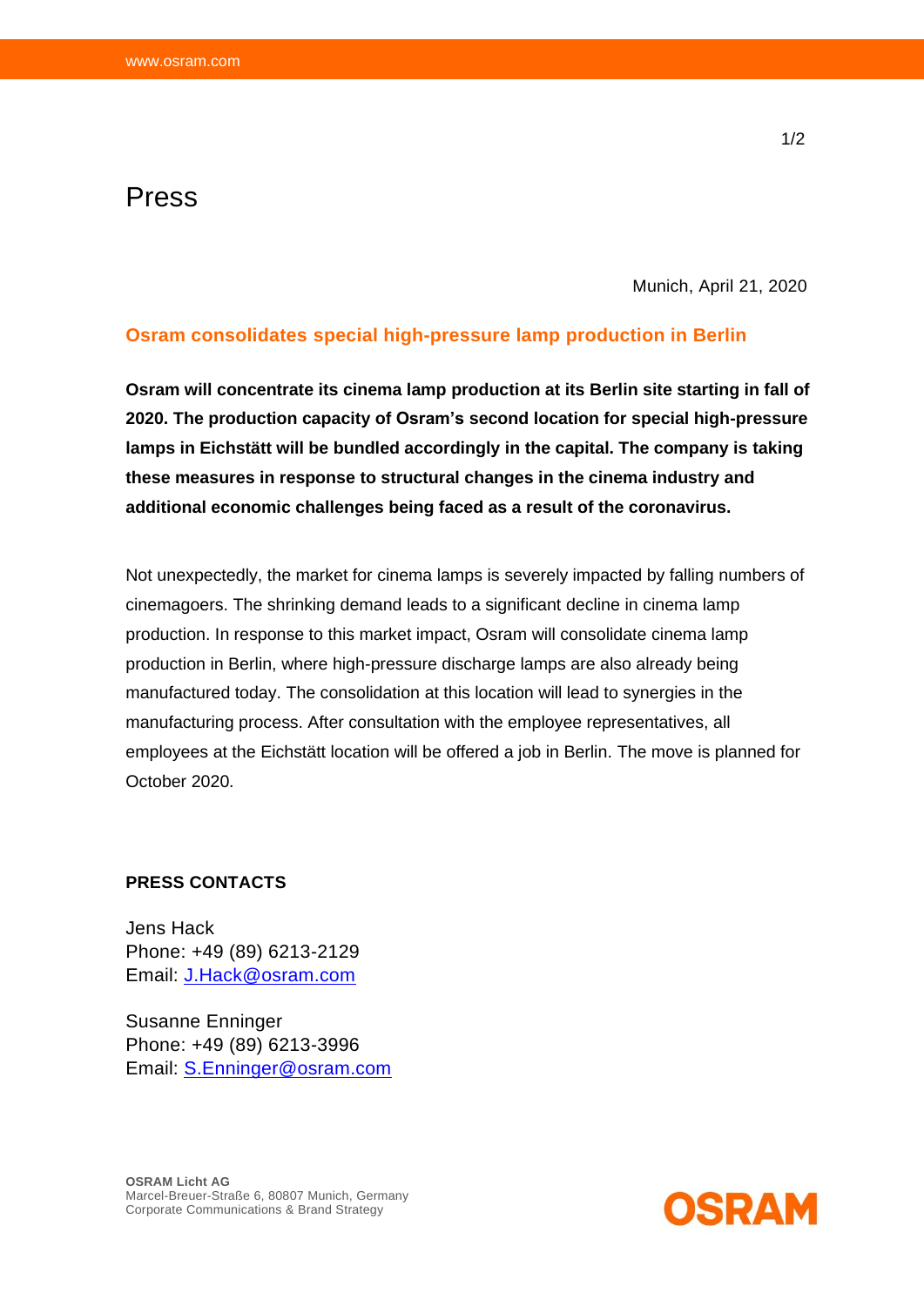# Press

Munich, April 21, 2020

## Osram consolidates special high-pressure lamp production in Berlin

**Osram will concentrate its cinema lamp production at its Berlin site starting in fall of 2020. The production capacity of Osram's second location for special high-pressure lamps in Eichstätt will be bundled accordingly in the capital. The company is taking these measures in response to structural changes in the cinema industry and additional economic challenges being faced as a result of the coronavirus.**

Not unexpectedly, the market for cinema lamps is severely impacted by falling numbers of cinemagoers. The shrinking demand leads to a significant decline in cinema lamp production. In response to this market impact, Osram will consolidate cinema lamp production in Berlin, where high-pressure discharge lamps are also already being manufactured today. The consolidation at this location will lead to synergies in the manufacturing process. After consultation with the employee representatives, all employees at the Eichstätt location will be offered a job in Berlin. The move is planned for October 2020.

**PRESS CONTACTS**

Jens Hack
Phone: +49 (89) 6213-2129
Email: J.Hack@osram.com

Susanne Enninger
Phone: +49 (89) 6213-3996
Email: S.Enninger@osram.com

**OSRAM Licht AG**
Marcel-Breuer-Straße 6, 80807 Munich, Germany
Corporate Communications & Brand Strategy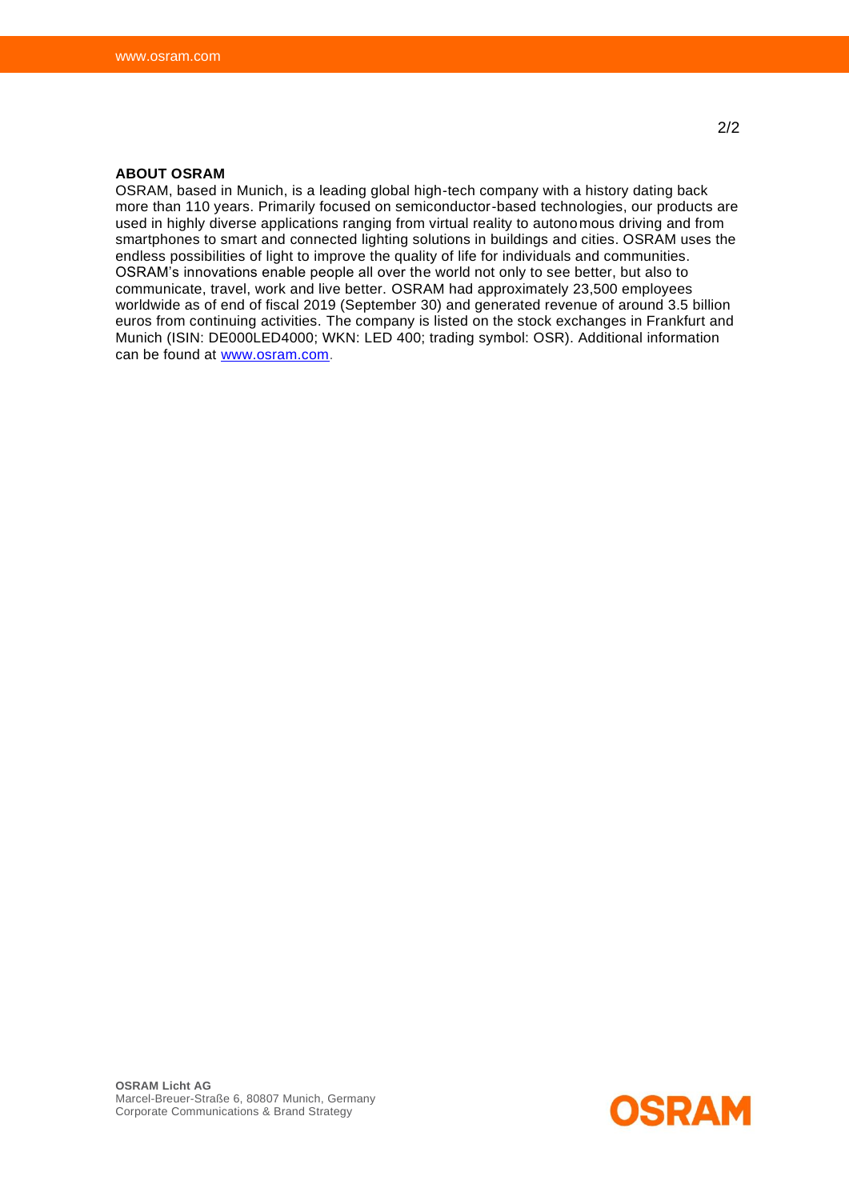**ABOUT OSRAM**

OSRAM, based in Munich, is a leading global high-tech company with a history dating back more than 110 years. Primarily focused on semiconductor-based technologies, our products are used in highly diverse applications ranging from virtual reality to autonomous driving and from smartphones to smart and connected lighting solutions in buildings and cities. OSRAM uses the endless possibilities of light to improve the quality of life for individuals and communities. OSRAM's innovations enable people all over the world not only to see better, but also to communicate, travel, work and live better. OSRAM had approximately 23,500 employees worldwide as of end of fiscal 2019 (September 30) and generated revenue of around 3.5 billion euros from continuing activities. The company is listed on the stock exchanges in Frankfurt and Munich (ISIN: DE000LED4000; WKN: LED 400; trading symbol: OSR). Additional information can be found at www.osram.com.

**OSRAM Licht AG**
Marcel-Breuer-Straße 6, 80807 Munich, Germany
Corporate Communications & Brand Strategy